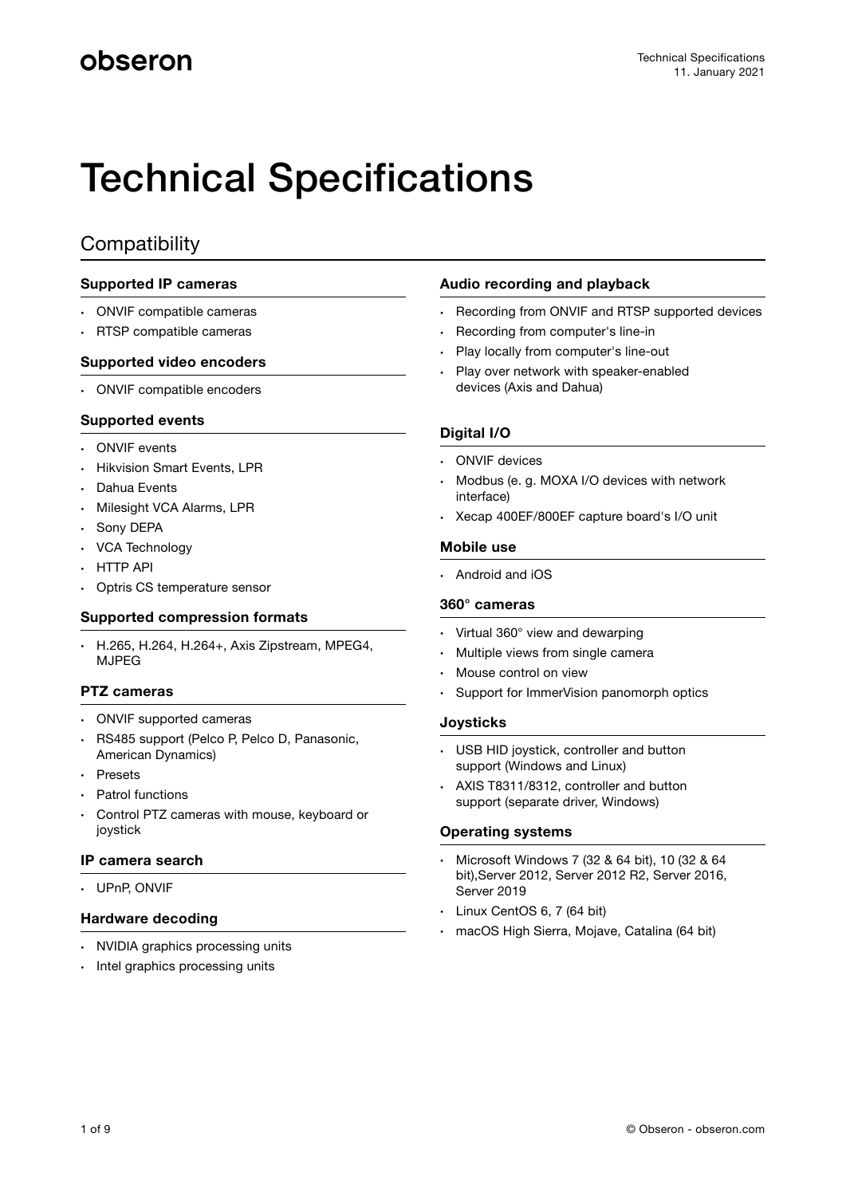# Technical Specifications

## Compatibility

### Supported IP cameras

- ONVIF compatible cameras
- RTSP compatible cameras

### Supported video encoders

- ONVIF compatible encoders

### Supported events

- ONVIF events
- Hikvision Smart Events, LPR
- Dahua Events
- Milesight VCA Alarms, LPR
- Sony DEPA
- VCA Technology
- HTTP API
- Optris CS temperature sensor

### Supported compression formats

- H.265, H.264, H.264+, Axis Zipstream, MPEG4, MJPEG

### PTZ cameras

- ONVIF supported cameras
- RS485 support (Pelco P, Pelco D, Panasonic, American Dynamics)
- Presets
- Patrol functions
- Control PTZ cameras with mouse, keyboard or joystick

### IP camera search

- UPnP, ONVIF

### Hardware decoding

- NVIDIA graphics processing units
- Intel graphics processing units

### Audio recording and playback

- Recording from ONVIF and RTSP supported devices
- Recording from computer's line-in
- Play locally from computer's line-out
- Play over network with speaker-enabled devices (Axis and Dahua)

### Digital I/O

- ONVIF devices
- Modbus (e. g. MOXA I/O devices with network interface)
- Xecap 400EF/800EF capture board's I/O unit

### Mobile use

- Android and iOS

### 360° cameras

- Virtual 360° view and dewarping
- Multiple views from single camera
- Mouse control on view
- Support for ImmerVision panomorph optics

### Joysticks

- USB HID joystick, controller and button support (Windows and Linux)
- AXIS T8311/8312, controller and button support (separate driver, Windows)

### Operating systems

- Microsoft Windows 7 (32 & 64 bit), 10 (32 & 64 bit),Server 2012, Server 2012 R2, Server 2016, Server 2019
- Linux CentOS 6, 7 (64 bit)
- macOS High Sierra, Mojave, Catalina (64 bit)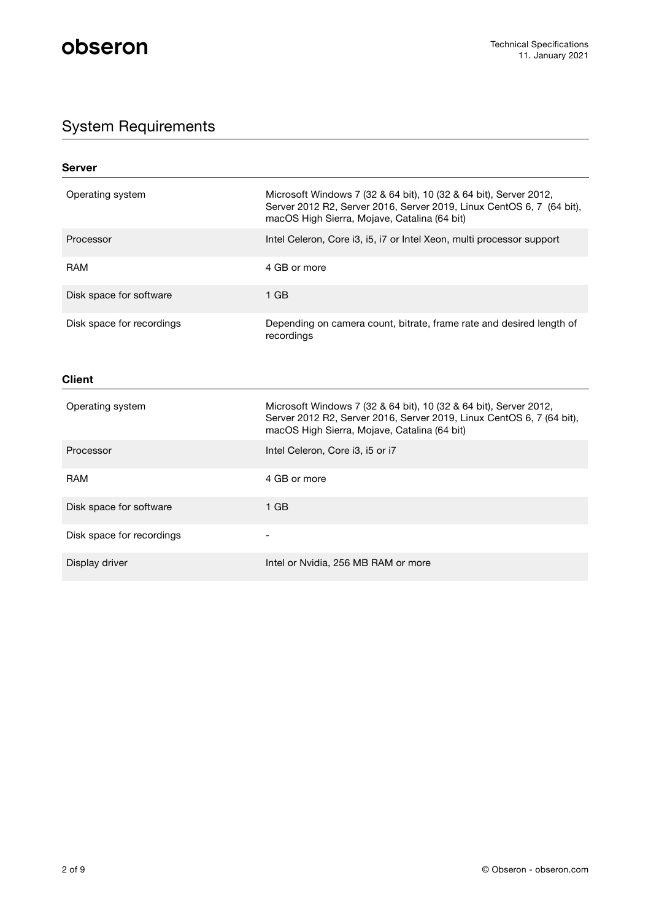## System Requirements

### Server

| | |
|---|---|
| Operating system | Microsoft Windows 7 (32 & 64 bit), 10 (32 & 64 bit), Server 2012, Server 2012 R2, Server 2016, Server 2019, Linux CentOS 6, 7 (64 bit), macOS High Sierra, Mojave, Catalina (64 bit) |
| Processor | Intel Celeron, Core i3, i5, i7 or Intel Xeon, multi processor support |
| RAM | 4 GB or more |
| Disk space for software | 1 GB |
| Disk space for recordings | Depending on camera count, bitrate, frame rate and desired length of recordings |

### Client

| | |
|---|---|
| Operating system | Microsoft Windows 7 (32 & 64 bit), 10 (32 & 64 bit), Server 2012, Server 2012 R2, Server 2016, Server 2019, Linux CentOS 6, 7 (64 bit), macOS High Sierra, Mojave, Catalina (64 bit) |
| Processor | Intel Celeron, Core i3, i5 or i7 |
| RAM | 4 GB or more |
| Disk space for software | 1 GB |
| Disk space for recordings | - |
| Display driver | Intel or Nvidia, 256 MB RAM or more |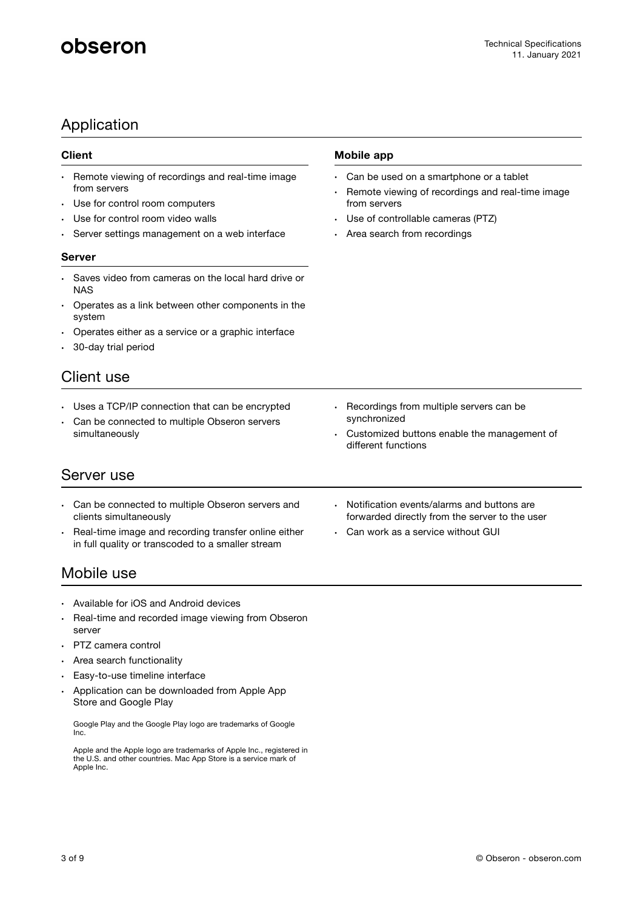## Application

### Client

- Remote viewing of recordings and real-time image from servers
- Use for control room computers
- Use for control room video walls
- Server settings management on a web interface

### Server

- Saves video from cameras on the local hard drive or NAS
- Operates as a link between other components in the system
- Operates either as a service or a graphic interface
- 30-day trial period

### Mobile app

- Can be used on a smartphone or a tablet
- Remote viewing of recordings and real-time image from servers
- Use of controllable cameras (PTZ)
- Area search from recordings

## Client use

- Uses a TCP/IP connection that can be encrypted
- Can be connected to multiple Obseron servers simultaneously
- Recordings from multiple servers can be synchronized
- Customized buttons enable the management of different functions

## Server use

- Can be connected to multiple Obseron servers and clients simultaneously
- Real-time image and recording transfer online either in full quality or transcoded to a smaller stream
- Notification events/alarms and buttons are forwarded directly from the server to the user
- Can work as a service without GUI

## Mobile use

- Available for iOS and Android devices
- Real-time and recorded image viewing from Obseron server
- PTZ camera control
- Area search functionality
- Easy-to-use timeline interface
- Application can be downloaded from Apple App Store and Google Play

Google Play and the Google Play logo are trademarks of Google Inc.

Apple and the Apple logo are trademarks of Apple Inc., registered in the U.S. and other countries. Mac App Store is a service mark of Apple Inc.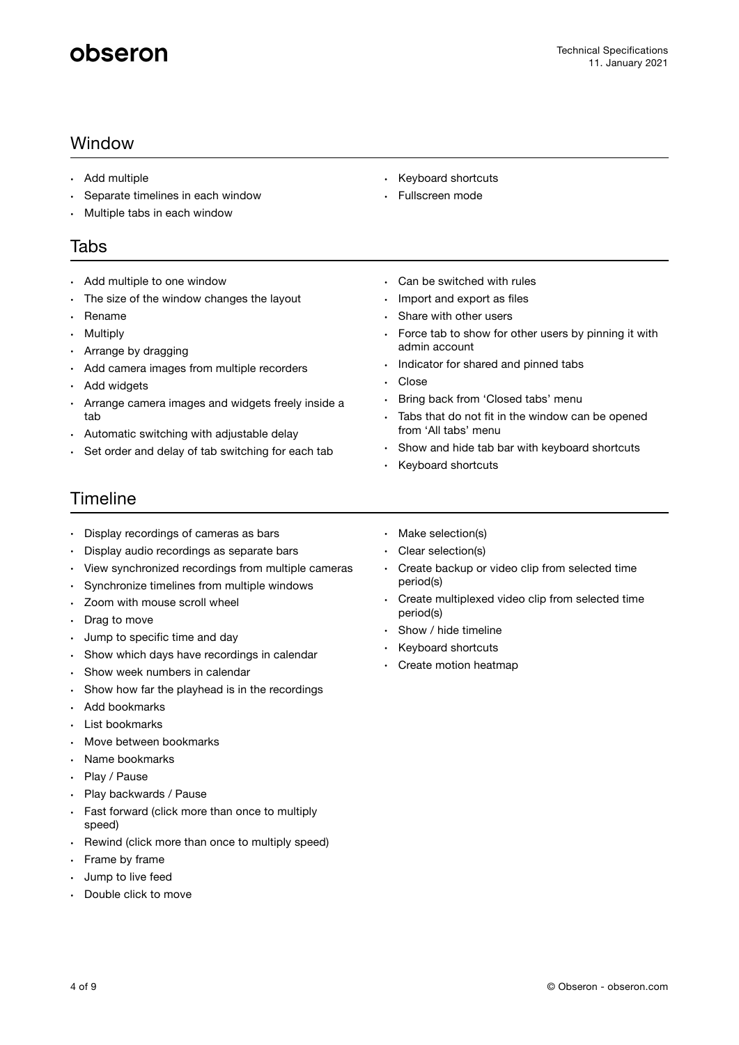## Window

- Add multiple
- Separate timelines in each window
- Multiple tabs in each window
- Keyboard shortcuts
- Fullscreen mode

## Tabs

- Add multiple to one window
- The size of the window changes the layout
- Rename
- Multiply
- Arrange by dragging
- Add camera images from multiple recorders
- Add widgets
- Arrange camera images and widgets freely inside a tab
- Automatic switching with adjustable delay
- Set order and delay of tab switching for each tab
- Can be switched with rules
- Import and export as files
- Share with other users
- Force tab to show for other users by pinning it with admin account
- Indicator for shared and pinned tabs
- Close
- Bring back from 'Closed tabs' menu
- Tabs that do not fit in the window can be opened from 'All tabs' menu
- Show and hide tab bar with keyboard shortcuts
- Keyboard shortcuts

## Timeline

- Display recordings of cameras as bars
- Display audio recordings as separate bars
- View synchronized recordings from multiple cameras
- Synchronize timelines from multiple windows
- Zoom with mouse scroll wheel
- Drag to move
- Jump to specific time and day
- Show which days have recordings in calendar
- Show week numbers in calendar
- Show how far the playhead is in the recordings
- Add bookmarks
- List bookmarks
- Move between bookmarks
- Name bookmarks
- Play / Pause
- Play backwards / Pause
- Fast forward (click more than once to multiply speed)
- Rewind (click more than once to multiply speed)
- Frame by frame
- Jump to live feed
- Double click to move
- Make selection(s)
- Clear selection(s)
- Create backup or video clip from selected time period(s)
- Create multiplexed video clip from selected time period(s)
- Show / hide timeline
- Keyboard shortcuts
- Create motion heatmap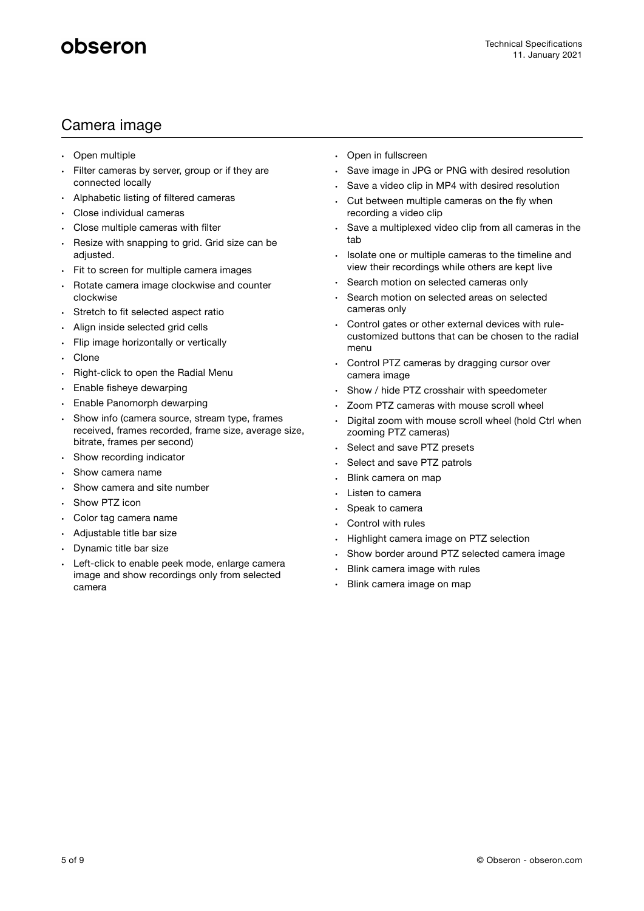## Camera image

- Open multiple
- Filter cameras by server, group or if they are connected locally
- Alphabetic listing of filtered cameras
- Close individual cameras
- Close multiple cameras with filter
- Resize with snapping to grid. Grid size can be adjusted.
- Fit to screen for multiple camera images
- Rotate camera image clockwise and counter clockwise
- Stretch to fit selected aspect ratio
- Align inside selected grid cells
- Flip image horizontally or vertically
- Clone
- Right-click to open the Radial Menu
- Enable fisheye dewarping
- Enable Panomorph dewarping
- Show info (camera source, stream type, frames received, frames recorded, frame size, average size, bitrate, frames per second)
- Show recording indicator
- Show camera name
- Show camera and site number
- Show PTZ icon
- Color tag camera name
- Adjustable title bar size
- Dynamic title bar size
- Left-click to enable peek mode, enlarge camera image and show recordings only from selected camera
- Open in fullscreen
- Save image in JPG or PNG with desired resolution
- Save a video clip in MP4 with desired resolution
- Cut between multiple cameras on the fly when recording a video clip
- Save a multiplexed video clip from all cameras in the tab
- Isolate one or multiple cameras to the timeline and view their recordings while others are kept live
- Search motion on selected cameras only
- Search motion on selected areas on selected cameras only
- Control gates or other external devices with rule-customized buttons that can be chosen to the radial menu
- Control PTZ cameras by dragging cursor over camera image
- Show / hide PTZ crosshair with speedometer
- Zoom PTZ cameras with mouse scroll wheel
- Digital zoom with mouse scroll wheel (hold Ctrl when zooming PTZ cameras)
- Select and save PTZ presets
- Select and save PTZ patrols
- Blink camera on map
- Listen to camera
- Speak to camera
- Control with rules
- Highlight camera image on PTZ selection
- Show border around PTZ selected camera image
- Blink camera image with rules
- Blink camera image on map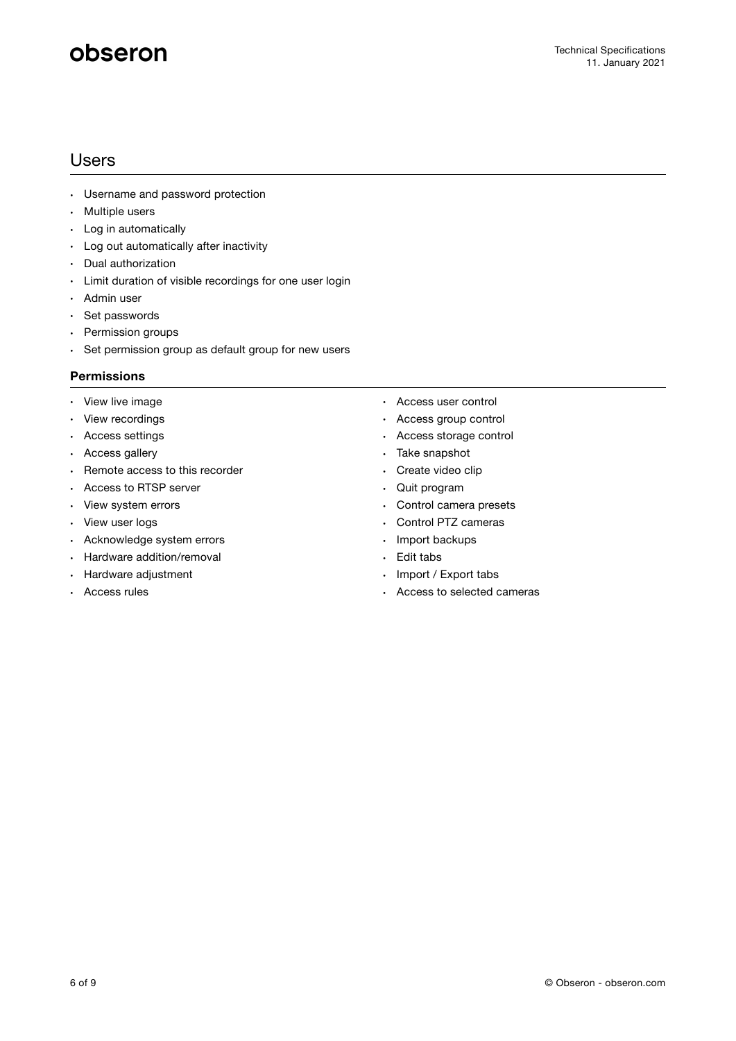# Users

- Username and password protection
- Multiple users
- Log in automatically
- Log out automatically after inactivity
- Dual authorization
- Limit duration of visible recordings for one user login
- Admin user
- Set passwords
- Permission groups
- Set permission group as default group for new users

### Permissions

- View live image
- View recordings
- Access settings
- Access gallery
- Remote access to this recorder
- Access to RTSP server
- View system errors
- View user logs
- Acknowledge system errors
- Hardware addition/removal
- Hardware adjustment
- Access rules
- Access user control
- Access group control
- Access storage control
- Take snapshot
- Create video clip
- Quit program
- Control camera presets
- Control PTZ cameras
- Import backups
- Edit tabs
- Import / Export tabs
- Access to selected cameras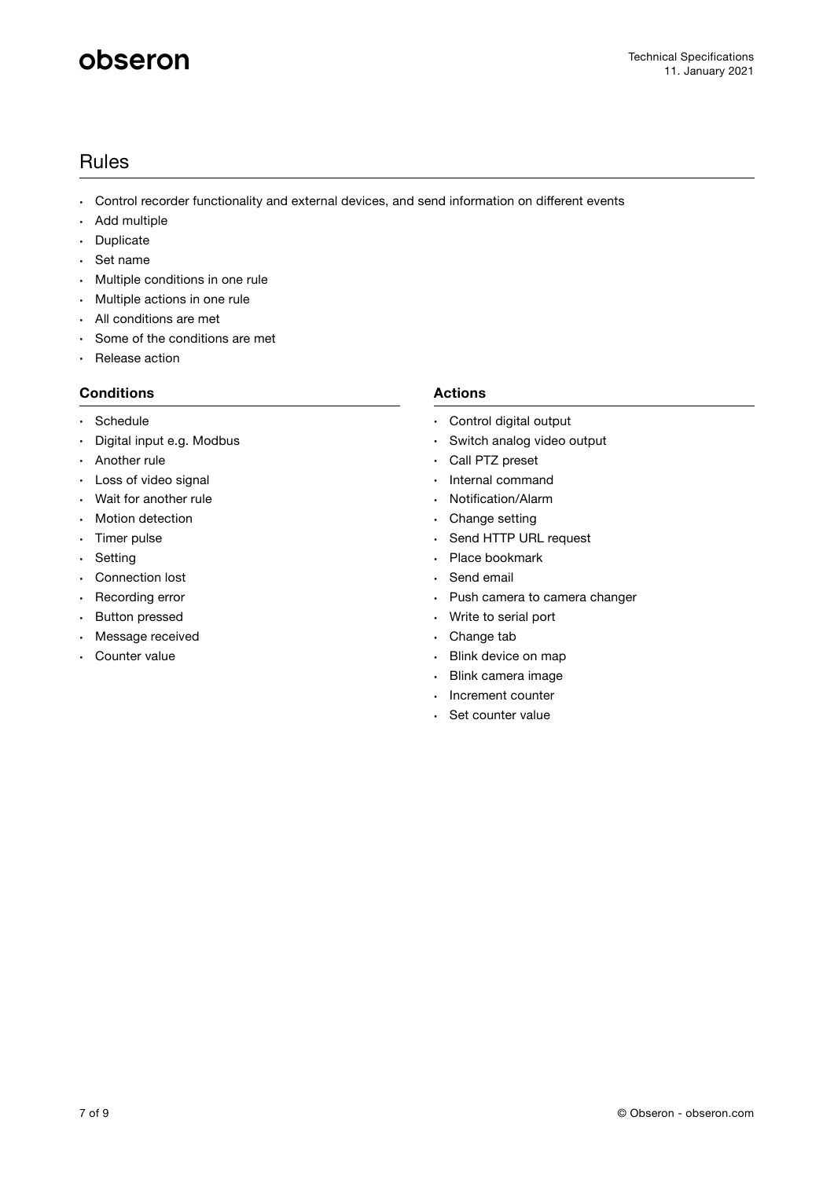## Rules

- Control recorder functionality and external devices, and send information on different events
- Add multiple
- Duplicate
- Set name
- Multiple conditions in one rule
- Multiple actions in one rule
- All conditions are met
- Some of the conditions are met
- Release action

### Conditions

- Schedule
- Digital input e.g. Modbus
- Another rule
- Loss of video signal
- Wait for another rule
- Motion detection
- Timer pulse
- Setting
- Connection lost
- Recording error
- Button pressed
- Message received
- Counter value

### Actions

- Control digital output
- Switch analog video output
- Call PTZ preset
- Internal command
- Notification/Alarm
- Change setting
- Send HTTP URL request
- Place bookmark
- Send email
- Push camera to camera changer
- Write to serial port
- Change tab
- Blink device on map
- Blink camera image
- Increment counter
- Set counter value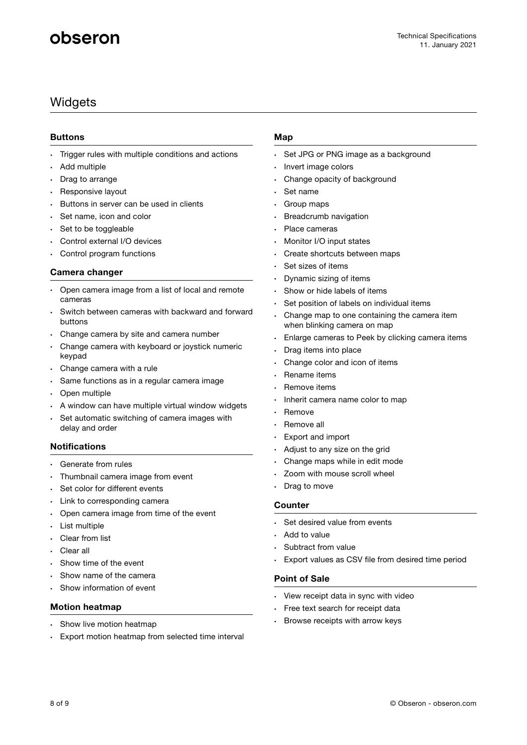# Widgets

## Buttons

- Trigger rules with multiple conditions and actions
- Add multiple
- Drag to arrange
- Responsive layout
- Buttons in server can be used in clients
- Set name, icon and color
- Set to be toggleable
- Control external I/O devices
- Control program functions

## Camera changer

- Open camera image from a list of local and remote cameras
- Switch between cameras with backward and forward buttons
- Change camera by site and camera number
- Change camera with keyboard or joystick numeric keypad
- Change camera with a rule
- Same functions as in a regular camera image
- Open multiple
- A window can have multiple virtual window widgets
- Set automatic switching of camera images with delay and order

## Notifications

- Generate from rules
- Thumbnail camera image from event
- Set color for different events
- Link to corresponding camera
- Open camera image from time of the event
- List multiple
- Clear from list
- Clear all
- Show time of the event
- Show name of the camera
- Show information of event

## Motion heatmap

- Show live motion heatmap
- Export motion heatmap from selected time interval

## Map

- Set JPG or PNG image as a background
- Invert image colors
- Change opacity of background
- Set name
- Group maps
- Breadcrumb navigation
- Place cameras
- Monitor I/O input states
- Create shortcuts between maps
- Set sizes of items
- Dynamic sizing of items
- Show or hide labels of items
- Set position of labels on individual items
- Change map to one containing the camera item when blinking camera on map
- Enlarge cameras to Peek by clicking camera items
- Drag items into place
- Change color and icon of items
- Rename items
- Remove items
- Inherit camera name color to map
- Remove
- Remove all
- Export and import
- Adjust to any size on the grid
- Change maps while in edit mode
- Zoom with mouse scroll wheel
- Drag to move

## Counter

- Set desired value from events
- Add to value
- Subtract from value
- Export values as CSV file from desired time period

## Point of Sale

- View receipt data in sync with video
- Free text search for receipt data
- Browse receipts with arrow keys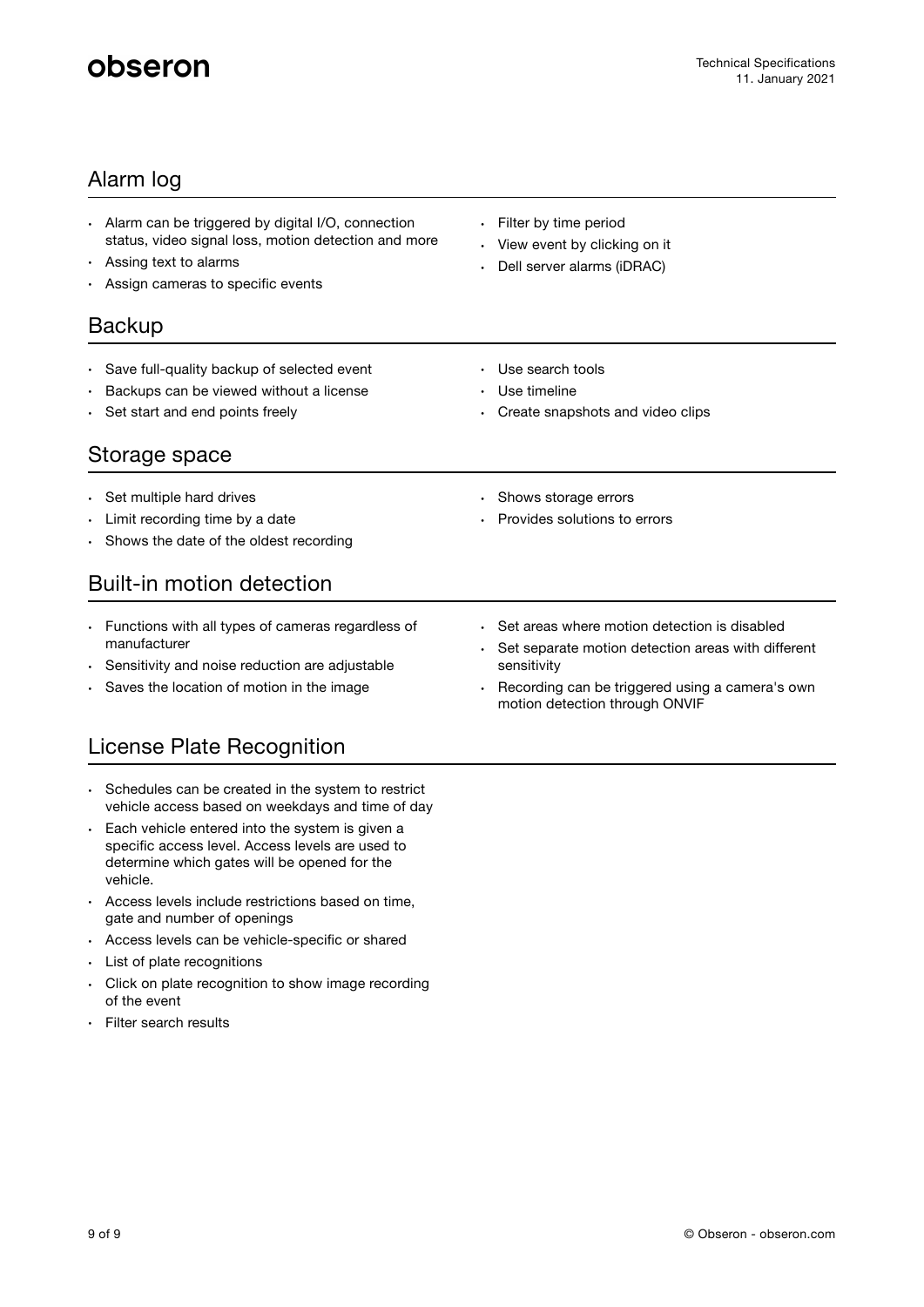## Alarm log

- Alarm can be triggered by digital I/O, connection status, video signal loss, motion detection and more
- Assing text to alarms
- Assign cameras to specific events
- Filter by time period
- View event by clicking on it
- Dell server alarms (iDRAC)

## Backup

- Save full-quality backup of selected event
- Backups can be viewed without a license
- Set start and end points freely
- Use search tools
- Use timeline
- Create snapshots and video clips

## Storage space

- Set multiple hard drives
- Limit recording time by a date
- Shows the date of the oldest recording
- Shows storage errors
- Provides solutions to errors

## Built-in motion detection

- Functions with all types of cameras regardless of manufacturer
- Sensitivity and noise reduction are adjustable
- Saves the location of motion in the image
- Set areas where motion detection is disabled
- Set separate motion detection areas with different sensitivity
- Recording can be triggered using a camera's own motion detection through ONVIF

## License Plate Recognition

- Schedules can be created in the system to restrict vehicle access based on weekdays and time of day
- Each vehicle entered into the system is given a specific access level. Access levels are used to determine which gates will be opened for the vehicle.
- Access levels include restrictions based on time, gate and number of openings
- Access levels can be vehicle-specific or shared
- List of plate recognitions
- Click on plate recognition to show image recording of the event
- Filter search results